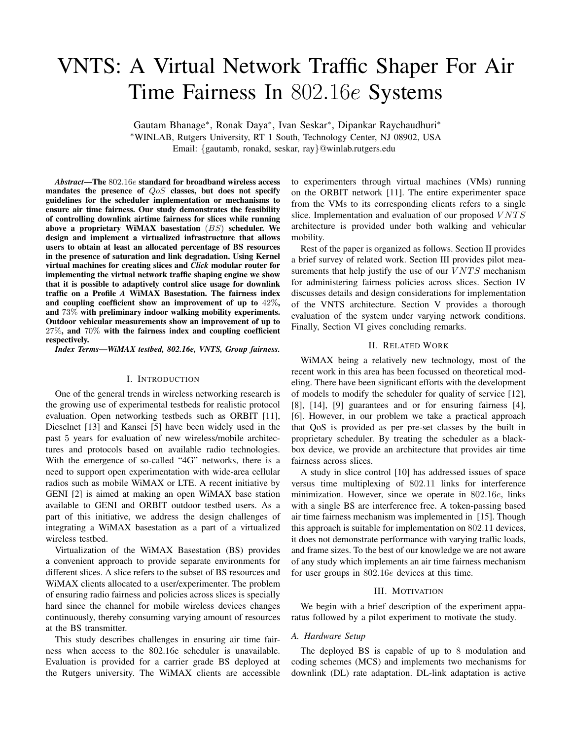# VNTS: A Virtual Network Traffic Shaper For Air Time Fairness In $802.16e$ Systems

Gautam Bhanage*, Ronak Daya*, Ivan Seskar*, Dipankar Raychaudhuri*

*WINLAB, Rutgers University, RT 1 South, Technology Center, NJ 08902, USA

Email: {gautamb, ronakd, seskar, ray}@winlab.rutgers.edu

***Abstract*—The $802.16e$ standard for broadband wireless access mandates the presence of $QoS$ classes, but does not specify guidelines for the scheduler implementation or mechanisms to ensure air time fairness. Our study demonstrates the feasibility of controlling downlink airtime fairness for slices while running above a proprietary WiMAX basestation $(BS)$ scheduler. We design and implement a virtualized infrastructure that allows users to obtain at least an allocated percentage of BS resources in the presence of saturation and link degradation. Using Kernel virtual machines for creating slices and *Click* modular router for implementing the virtual network traffic shaping engine we show that it is possible to adaptively control slice usage for downlink traffic on a Profile *A* WiMAX Basestation. The fairness index and coupling coefficient show an improvement of up to $42\%$, and $73\%$ with preliminary indoor walking mobility experiments. Outdoor vehicular measurements show an improvement of up to $27\%$, and $70\%$ with the fairness index and coupling coefficient respectively.**

***Index Terms*—WiMAX testbed, 802.16e, VNTS, Group fairness.**

## I. Introduction

One of the general trends in wireless networking research is the growing use of experimental testbeds for realistic protocol evaluation. Open networking testbeds such as ORBIT [11], Dieselnet [13] and Kansei [5] have been widely used in the past $5$ years for evaluation of new wireless/mobile architectures and protocols based on available radio technologies. With the emergence of so-called "4G" networks, there is a need to support open experimentation with wide-area cellular radios such as mobile WiMAX or LTE. A recent initiative by GENI [2] is aimed at making an open WiMAX base station available to GENI and ORBIT outdoor testbed users. As a part of this initiative, we address the design challenges of integrating a WiMAX basestation as a part of a virtualized wireless testbed.

Virtualization of the WiMAX Basestation (BS) provides a convenient approach to provide separate environments for different slices. A slice refers to the subset of BS resources and WiMAX clients allocated to a user/experimenter. The problem of ensuring radio fairness and policies across slices is specially hard since the channel for mobile wireless devices changes continuously, thereby consuming varying amount of resources at the BS transmitter.

This study describes challenges in ensuring air time fairness when access to the 802.16e scheduler is unavailable. Evaluation is provided for a carrier grade BS deployed at the Rutgers university. The WiMAX clients are accessible to experimenters through virtual machines (VMs) running on the ORBIT network [11]. The entire experimenter space from the VMs to its corresponding clients refers to a single slice. Implementation and evaluation of our proposed $VNTS$ architecture is provided under both walking and vehicular mobility.

Rest of the paper is organized as follows. Section II provides a brief survey of related work. Section III provides pilot measurements that help justify the use of our $VNTS$ mechanism for administering fairness policies across slices. Section IV discusses details and design considerations for implementation of the VNTS architecture. Section V provides a thorough evaluation of the system under varying network conditions. Finally, Section VI gives concluding remarks.

## II. Related Work

WiMAX being a relatively new technology, most of the recent work in this area has been focussed on theoretical modeling. There have been significant efforts with the development of models to modify the scheduler for quality of service [12], [8], [14], [9] guarantees and or for ensuring fairness [4], [6]. However, in our problem we take a practical approach that QoS is provided as per pre-set classes by the built in proprietary scheduler. By treating the scheduler as a blackbox device, we provide an architecture that provides air time fairness across slices.

A study in slice control [10] has addressed issues of space versus time multiplexing of $802.11$ links for interference minimization. However, since we operate in $802.16e$, links with a single BS are interference free. A token-passing based air time fairness mechanism was implemented in [15]. Though this approach is suitable for implementation on 802.11 devices, it does not demonstrate performance with varying traffic loads, and frame sizes. To the best of our knowledge we are not aware of any study which implements an air time fairness mechanism for user groups in $802.16e$ devices at this time.

## III. Motivation

We begin with a brief description of the experiment apparatus followed by a pilot experiment to motivate the study.

### A. Hardware Setup

The deployed BS is capable of up to $8$ modulation and coding schemes (MCS) and implements two mechanisms for downlink (DL) rate adaptation. DL-link adaptation is active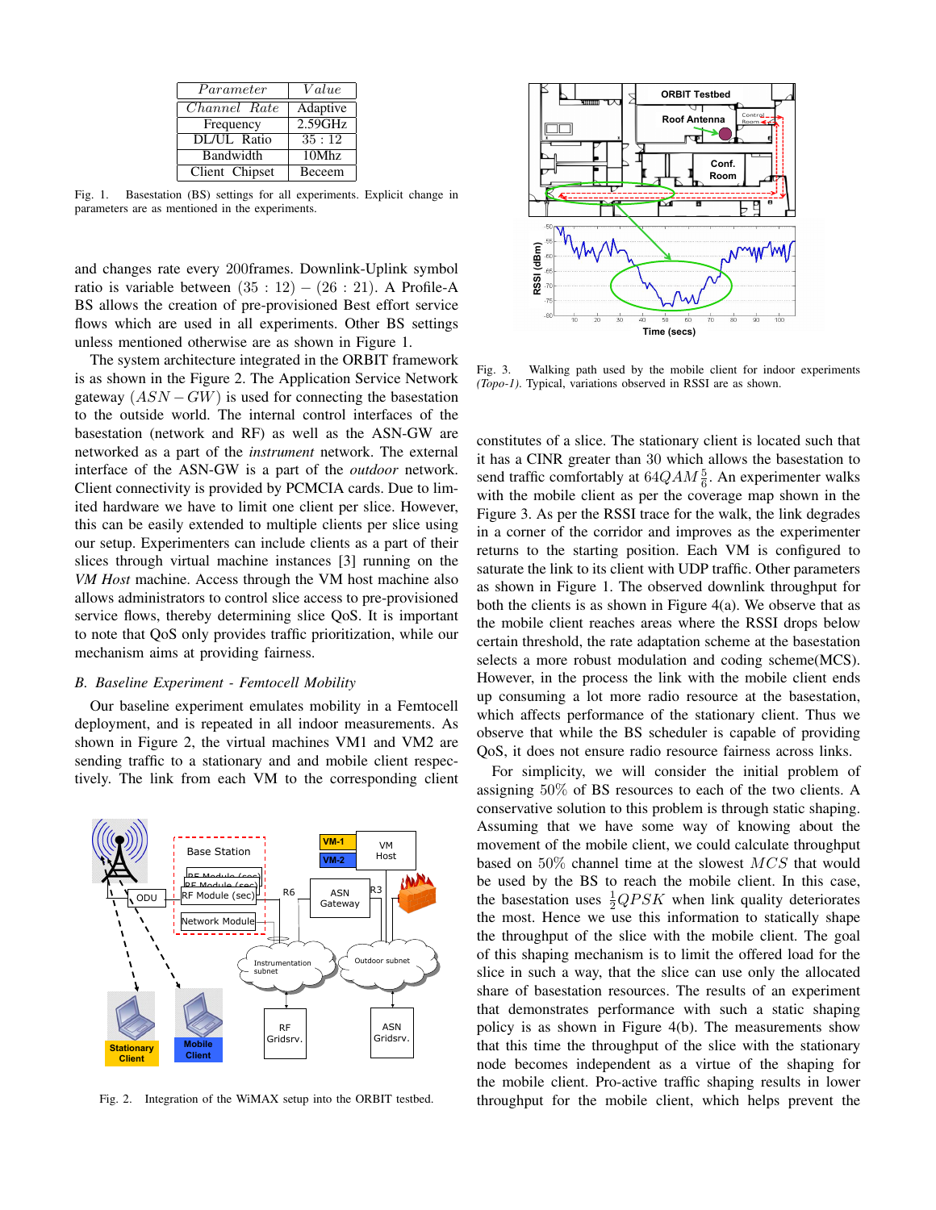| *Parameter* | *Value* |
|---|---|
| *Channel Rate* | Adaptive |
| Frequency | 2.59GHz |
| DL/UL Ratio | 35 : 12 |
| Bandwidth | 10Mhz |
| Client Chipset | Beceem |

Fig. 1. Basestation (BS) settings for all experiments. Explicit change in parameters are as mentioned in the experiments.

and changes rate every 200frames. Downlink-Uplink symbol ratio is variable between $(35 : 12) - (26 : 21)$. A Profile-A BS allows the creation of pre-provisioned Best effort service flows which are used in all experiments. Other BS settings unless mentioned otherwise are as shown in Figure 1.

The system architecture integrated in the ORBIT framework is as shown in the Figure 2. The Application Service Network gateway $(ASN - GW)$ is used for connecting the basestation to the outside world. The internal control interfaces of the basestation (network and RF) as well as the ASN-GW are networked as a part of the *instrument* network. The external interface of the ASN-GW is a part of the *outdoor* network. Client connectivity is provided by PCMCIA cards. Due to limited hardware we have to limit one client per slice. However, this can be easily extended to multiple clients per slice using our setup. Experimenters can include clients as a part of their slices through virtual machine instances [3] running on the *VM Host* machine. Access through the VM host machine also allows administrators to control slice access to pre-provisioned service flows, thereby determining slice QoS. It is important to note that QoS only provides traffic prioritization, while our mechanism aims at providing fairness.

### B. Baseline Experiment - Femtocell Mobility

Our baseline experiment emulates mobility in a Femtocell deployment, and is repeated in all indoor measurements. As shown in Figure 2, the virtual machines VM1 and VM2 are sending traffic to a stationary and and mobile client respectively. The link from each VM to the corresponding client constitutes of a slice. The stationary client is located such that it has a CINR greater than 30 which allows the basestation to send traffic comfortably at $64QAM\frac{5}{6}$. An experimenter walks with the mobile client as per the coverage map shown in the Figure 3. As per the RSSI trace for the walk, the link degrades in a corner of the corridor and improves as the experimenter returns to the starting position. Each VM is configured to saturate the link to its client with UDP traffic. Other parameters as shown in Figure 1. The observed downlink throughput for both the clients is as shown in Figure 4(a). We observe that as the mobile client reaches areas where the RSSI drops below certain threshold, the rate adaptation scheme at the basestation selects a more robust modulation and coding scheme(MCS). However, in the process the link with the mobile client ends up consuming a lot more radio resource at the basestation, which affects performance of the stationary client. Thus we observe that while the BS scheduler is capable of providing QoS, it does not ensure radio resource fairness across links.

Fig. 2. Integration of the WiMAX setup into the ORBIT testbed.

Fig. 3. Walking path used by the mobile client for indoor experiments *(Topo-1)*. Typical, variations observed in RSSI are as shown.

For simplicity, we will consider the initial problem of assigning 50% of BS resources to each of the two clients. A conservative solution to this problem is through static shaping. Assuming that we have some way of knowing about the movement of the mobile client, we could calculate throughput based on 50% channel time at the slowest $MCS$ that would be used by the BS to reach the mobile client. In this case, the basestation uses $\frac{1}{2}QPSK$ when link quality deteriorates the most. Hence we use this information to statically shape the throughput of the slice with the mobile client. The goal of this shaping mechanism is to limit the offered load for the slice in such a way, that the slice can use only the allocated share of basestation resources. The results of an experiment that demonstrates performance with such a static shaping policy is as shown in Figure 4(b). The measurements show that this time the throughput of the slice with the stationary node becomes independent as a virtue of the shaping for the mobile client. Pro-active traffic shaping results in lower throughput for the mobile client, which helps prevent the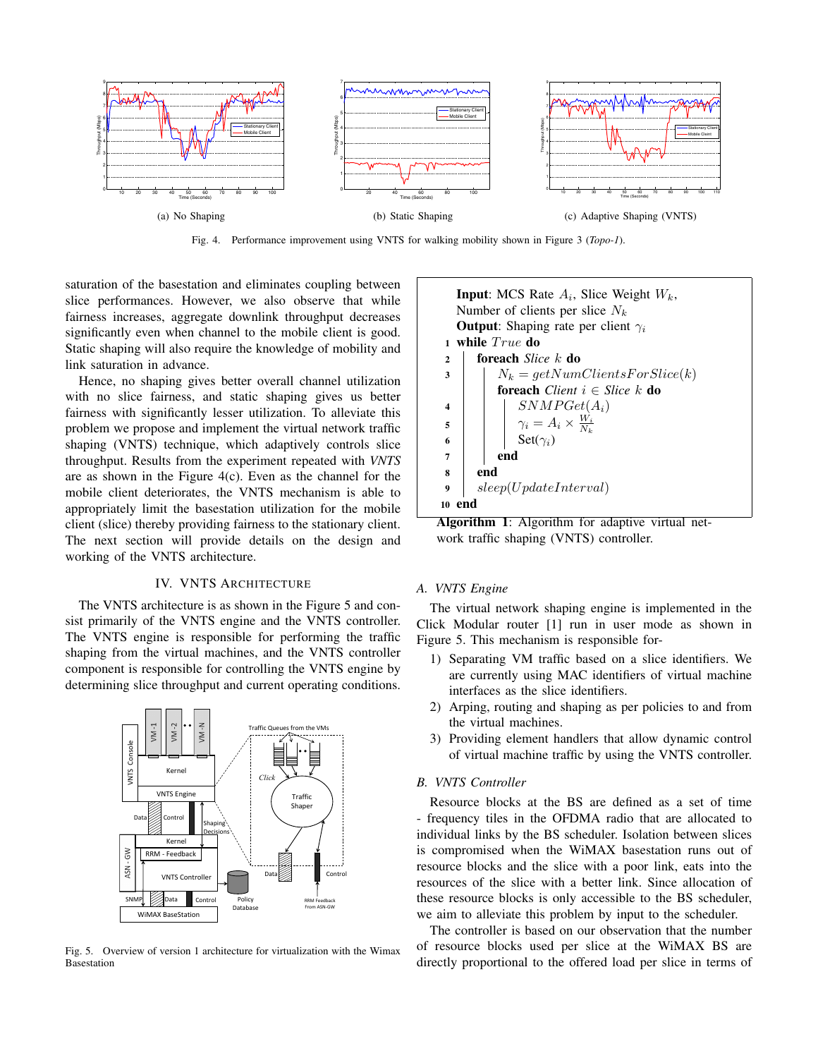(a) No Shaping

(b) Static Shaping

(c) Adaptive Shaping (VNTS)

Fig. 4. Performance improvement using VNTS for walking mobility shown in Figure 3 (*Topo-1*).

saturation of the basestation and eliminates coupling between slice performances. However, we also observe that while fairness increases, aggregate downlink throughput decreases significantly even when channel to the mobile client is good. Static shaping will also require the knowledge of mobility and link saturation in advance.

Hence, no shaping gives better overall channel utilization with no slice fairness, and static shaping gives us better fairness with significantly lesser utilization. To alleviate this problem we propose and implement the virtual network traffic shaping (VNTS) technique, which adaptively controls slice throughput. Results from the experiment repeated with *VNTS* are as shown in the Figure 4(c). Even as the channel for the mobile client deteriorates, the VNTS mechanism is able to appropriately limit the basestation utilization for the mobile client (slice) thereby providing fairness to the stationary client. The next section will provide details on the design and working of the VNTS architecture.

## IV. VNTS Architecture

The VNTS architecture is as shown in the Figure 5 and consist primarily of the VNTS engine and the VNTS controller. The VNTS engine is responsible for performing the traffic shaping from the virtual machines, and the VNTS controller component is responsible for controlling the VNTS engine by determining slice throughput and current operating conditions.

Fig. 5. Overview of version 1 architecture for virtualization with the Wimax Basestation

**Input**: MCS Rate $A_i$, Slice Weight $W_k$, Number of clients per slice $N_k$
**Output**: Shaping rate per client $\gamma_i$

```
1  while True do
2      foreach Slice k do
3          N_k = getNumClientsForSlice(k)
           foreach Client i ∈ Slice k do
4              SNMPGet(A_i)
5              γ_i = A_i × W_i / N_k
6              Set(γ_i)
7          end
8      end
9      sleep(UpdateInterval)
10 end
```

**Algorithm 1**: Algorithm for adaptive virtual network traffic shaping (VNTS) controller.

### A. VNTS Engine

The virtual network shaping engine is implemented in the Click Modular router [1] run in user mode as shown in Figure 5. This mechanism is responsible for-

1) Separating VM traffic based on a slice identifiers. We are currently using MAC identifiers of virtual machine interfaces as the slice identifiers.
2) Arping, routing and shaping as per policies to and from the virtual machines.
3) Providing element handlers that allow dynamic control of virtual machine traffic by using the VNTS controller.

### B. VNTS Controller

Resource blocks at the BS are defined as a set of time - frequency tiles in the OFDMA radio that are allocated to individual links by the BS scheduler. Isolation between slices is compromised when the WiMAX basestation runs out of resource blocks and the slice with a poor link, eats into the resources of the slice with a better link. Since allocation of these resource blocks is only accessible to the BS scheduler, we aim to alleviate this problem by input to the scheduler.

The controller is based on our observation that the number of resource blocks used per slice at the WiMAX BS are directly proportional to the offered load per slice in terms of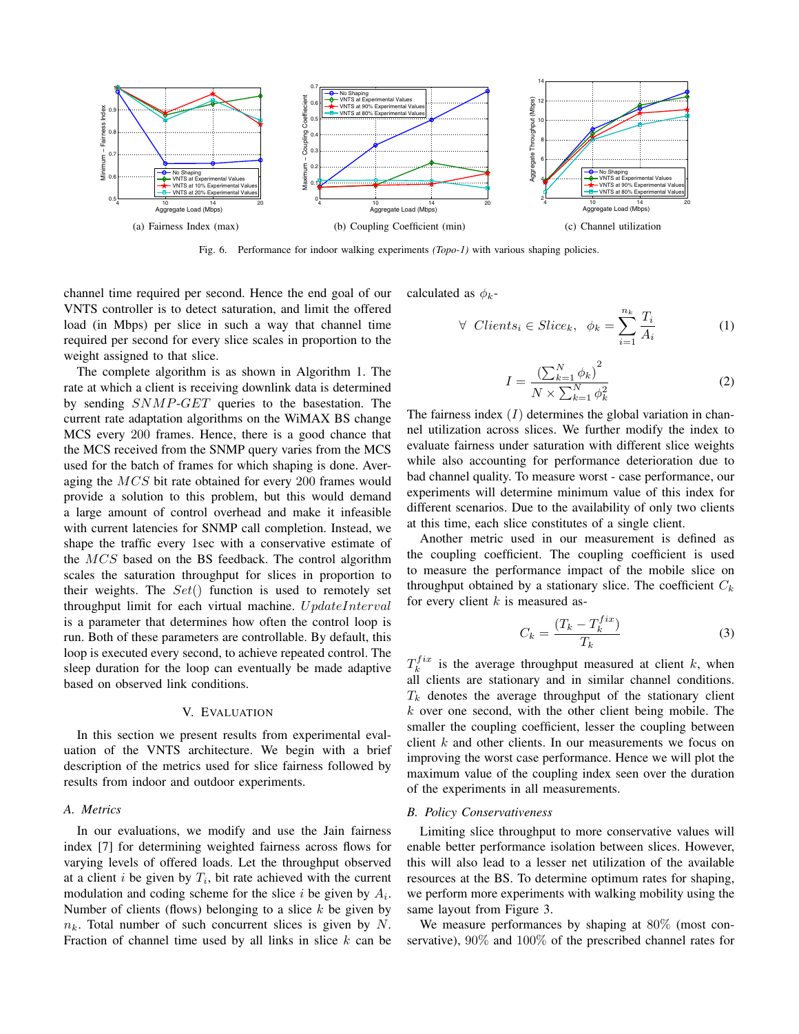(a) Fairness Index (max)

(b) Coupling Coefficient (min)

(c) Channel utilization

Fig. 6. Performance for indoor walking experiments *(Topo-1)* with various shaping policies.

channel time required per second. Hence the end goal of our VNTS controller is to detect saturation, and limit the offered load (in Mbps) per slice in such a way that channel time required per second for every slice scales in proportion to the weight assigned to that slice.

The complete algorithm is as shown in Algorithm 1. The rate at which a client is receiving downlink data is determined by sending $SNMP\text{-}GET$ queries to the basestation. The current rate adaptation algorithms on the WiMAX BS change MCS every 200 frames. Hence, there is a good chance that the MCS received from the SNMP query varies from the MCS used for the batch of frames for which shaping is done. Averaging the $MCS$ bit rate obtained for every 200 frames would provide a solution to this problem, but this would demand a large amount of control overhead and make it infeasible with current latencies for SNMP call completion. Instead, we shape the traffic every 1sec with a conservative estimate of the $MCS$ based on the BS feedback. The control algorithm scales the saturation throughput for slices in proportion to their weights. The $Set()$ function is used to remotely set throughput limit for each virtual machine. $UpdateInterval$ is a parameter that determines how often the control loop is run. Both of these parameters are controllable. By default, this loop is executed every second, to achieve repeated control. The sleep duration for the loop can eventually be made adaptive based on observed link conditions.

## V. Evaluation

In this section we present results from experimental evaluation of the VNTS architecture. We begin with a brief description of the metrics used for slice fairness followed by results from indoor and outdoor experiments.

### A. Metrics

In our evaluations, we modify and use the Jain fairness index [7] for determining weighted fairness across flows for varying levels of offered loads. Let the throughput observed at a client $i$ be given by $T_i$, bit rate achieved with the current modulation and coding scheme for the slice $i$ be given by $A_i$. Number of clients (flows) belonging to a slice $k$ be given by $n_k$. Total number of such concurrent slices is given by $N$. Fraction of channel time used by all links in slice $k$ can be calculated as $\phi_k$-

$$\forall \ Clients_i \in Slice_k, \ \ \phi_k = \sum_{i=1}^{n_k} \frac{T_i}{A_i} \tag{1}$$

$$I = \frac{\left(\sum_{k=1}^{N} \phi_k\right)^2}{N \times \sum_{k=1}^{N} \phi_k^2} \tag{2}$$

The fairness index $(I)$ determines the global variation in channel utilization across slices. We further modify the index to evaluate fairness under saturation with different slice weights while also accounting for performance deterioration due to bad channel quality. To measure worst - case performance, our experiments will determine minimum value of this index for different scenarios. Due to the availability of only two clients at this time, each slice constitutes of a single client.

Another metric used in our measurement is defined as the coupling coefficient. The coupling coefficient is used to measure the performance impact of the mobile slice on throughput obtained by a stationary slice. The coefficient $C_k$ for every client $k$ is measured as-

$$C_k = \frac{(T_k - T_k^{fix})}{T_k} \tag{3}$$

$T_k^{fix}$ is the average throughput measured at client $k$, when all clients are stationary and in similar channel conditions. $T_k$ denotes the average throughput of the stationary client $k$ over one second, with the other client being mobile. The smaller the coupling coefficient, lesser the coupling between client $k$ and other clients. In our measurements we focus on improving the worst case performance. Hence we will plot the maximum value of the coupling index seen over the duration of the experiments in all measurements.

### B. Policy Conservativeness

Limiting slice throughput to more conservative values will enable better performance isolation between slices. However, this will also lead to a lesser net utilization of the available resources at the BS. To determine optimum rates for shaping, we perform more experiments with walking mobility using the same layout from Figure 3.

We measure performances by shaping at 80% (most conservative), 90% and 100% of the prescribed channel rates for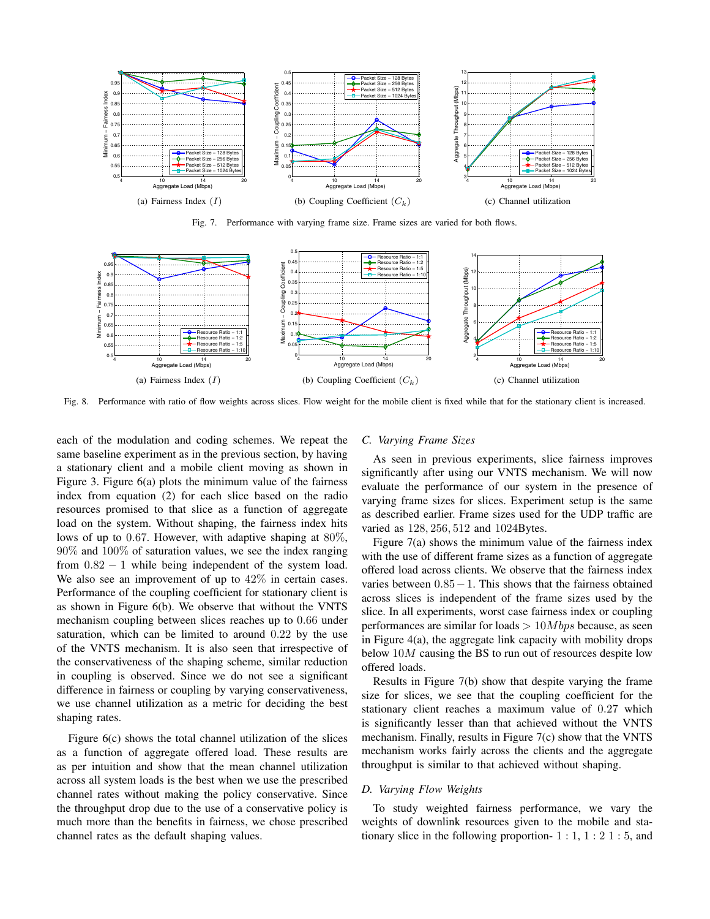(a) Fairness Index ($I$)

(b) Coupling Coefficient ($C_k$)

(c) Channel utilization

Fig. 7. Performance with varying frame size. Frame sizes are varied for both flows.

(a) Fairness Index ($I$)

(b) Coupling Coefficient ($C_k$)

(c) Channel utilization

Fig. 8. Performance with ratio of flow weights across slices. Flow weight for the mobile client is fixed while that for the stationary client is increased.

each of the modulation and coding schemes. We repeat the same baseline experiment as in the previous section, by having a stationary client and a mobile client moving as shown in Figure 3. Figure 6(a) plots the minimum value of the fairness index from equation (2) for each slice based on the radio resources promised to that slice as a function of aggregate load on the system. Without shaping, the fairness index hits lows of up to $0.67$. However, with adaptive shaping at $80\%$, $90\%$ and $100\%$ of saturation values, we see the index ranging from $0.82 - 1$ while being independent of the system load. We also see an improvement of up to $42\%$ in certain cases. Performance of the coupling coefficient for stationary client is as shown in Figure 6(b). We observe that without the VNTS mechanism coupling between slices reaches up to $0.66$ under saturation, which can be limited to around $0.22$ by the use of the VNTS mechanism. It is also seen that irrespective of the conservativeness of the shaping scheme, similar reduction in coupling is observed. Since we do not see a significant difference in fairness or coupling by varying conservativeness, we use channel utilization as a metric for deciding the best shaping rates.

Figure 6(c) shows the total channel utilization of the slices as a function of aggregate offered load. These results are as per intuition and show that the mean channel utilization across all system loads is the best when we use the prescribed channel rates without making the policy conservative. Since the throughput drop due to the use of a conservative policy is much more than the benefits in fairness, we chose prescribed channel rates as the default shaping values.

### C. Varying Frame Sizes

As seen in previous experiments, slice fairness improves significantly after using our VNTS mechanism. We will now evaluate the performance of our system in the presence of varying frame sizes for slices. Experiment setup is the same as described earlier. Frame sizes used for the UDP traffic are varied as $128, 256, 512$ and $1024$Bytes.

Figure 7(a) shows the minimum value of the fairness index with the use of different frame sizes as a function of aggregate offered load across clients. We observe that the fairness index varies between $0.85 - 1$. This shows that the fairness obtained across slices is independent of the frame sizes used by the slice. In all experiments, worst case fairness index or coupling performances are similar for loads $> 10Mbps$ because, as seen in Figure 4(a), the aggregate link capacity with mobility drops below $10M$ causing the BS to run out of resources despite low offered loads.

Results in Figure 7(b) show that despite varying the frame size for slices, we see that the coupling coefficient for the stationary client reaches a maximum value of $0.27$ which is significantly lesser than that achieved without the VNTS mechanism. Finally, results in Figure 7(c) show that the VNTS mechanism works fairly across the clients and the aggregate throughput is similar to that achieved without shaping.

### D. Varying Flow Weights

To study weighted fairness performance, we vary the weights of downlink resources given to the mobile and stationary slice in the following proportion- $1:1$, $1:2$ $1:5$, and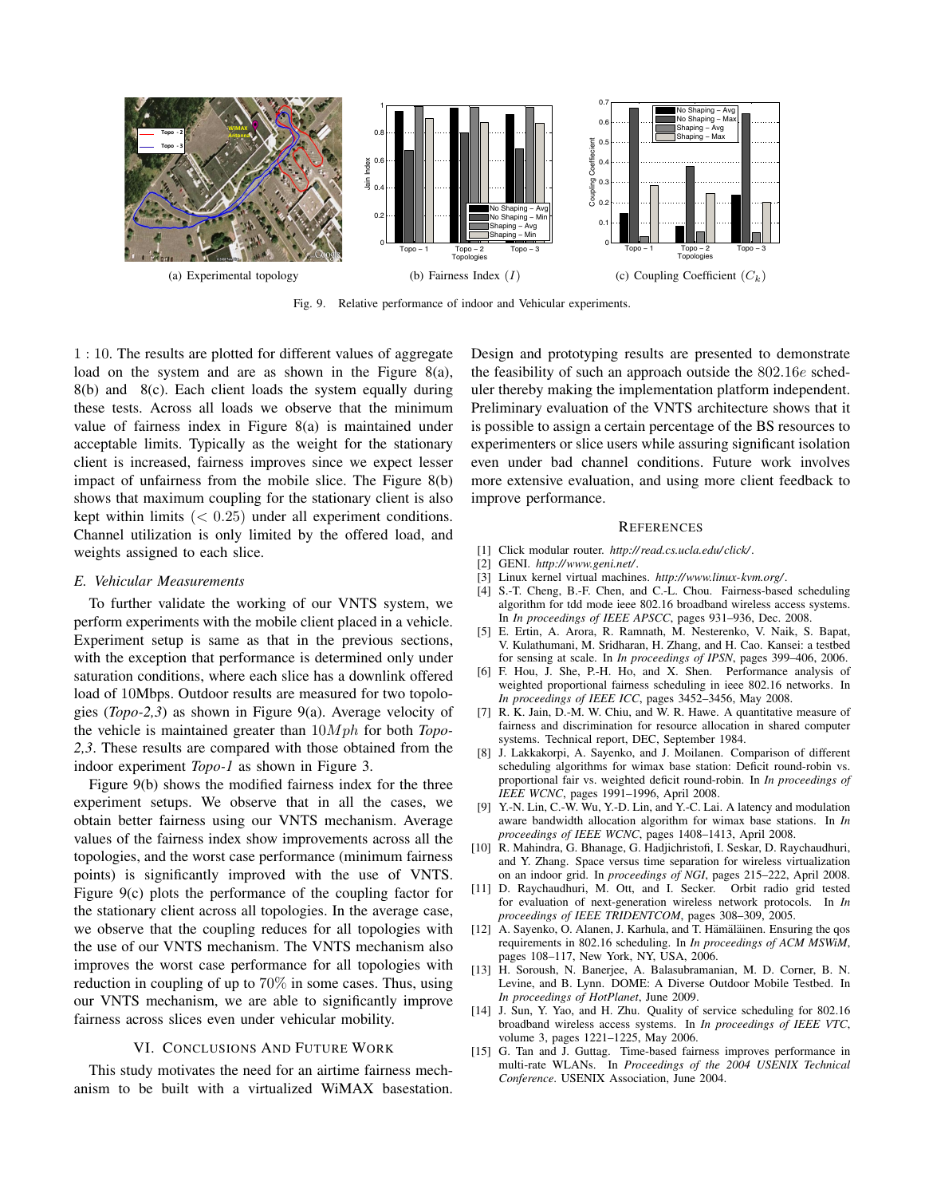Topo - 2
Topo - 3
WiMAX Antenna

(a) Experimental topology

Jain Index
1
0.8
0.6
0.4
0.2
0
Topo – 1
Topo – 2
Topo – 3
Topologies
No Shaping – Avg
No Shaping – Min
Shaping – Avg
Shaping – Min

(b) Fairness Index ($I$)

Coupling Coefficient
0.7
0.6
0.5
0.4
0.3
0.2
0.1
0
Topo – 1
Topo – 2
Topo – 3
Topologies
No Shaping – Avg
No Shaping – Max
Shaping – Avg
Shaping – Max

(c) Coupling Coefficient ($C_k$)

Fig. 9. Relative performance of indoor and Vehicular experiments.

$1 : 10$. The results are plotted for different values of aggregate load on the system and are as shown in the Figure 8(a), 8(b) and 8(c). Each client loads the system equally during these tests. Across all loads we observe that the minimum value of fairness index in Figure 8(a) is maintained under acceptable limits. Typically as the weight for the stationary client is increased, fairness improves since we expect lesser impact of unfairness from the mobile slice. The Figure 8(b) shows that maximum coupling for the stationary client is also kept within limits ($< 0.25$) under all experiment conditions. Channel utilization is only limited by the offered load, and weights assigned to each slice.

### E. Vehicular Measurements

To further validate the working of our VNTS system, we perform experiments with the mobile client placed in a vehicle. Experiment setup is same as that in the previous sections, with the exception that performance is determined only under saturation conditions, where each slice has a downlink offered load of 10Mbps. Outdoor results are measured for two topologies (*Topo-2,3*) as shown in Figure 9(a). Average velocity of the vehicle is maintained greater than $10Mph$ for both *Topo-2,3*. These results are compared with those obtained from the indoor experiment *Topo-1* as shown in Figure 3.

Figure 9(b) shows the modified fairness index for the three experiment setups. We observe that in all the cases, we obtain better fairness using our VNTS mechanism. Average values of the fairness index show improvements across all the topologies, and the worst case performance (minimum fairness points) is significantly improved with the use of VNTS. Figure 9(c) plots the performance of the coupling factor for the stationary client across all topologies. In the average case, we observe that the coupling reduces for all topologies with the use of our VNTS mechanism. The VNTS mechanism also improves the worst case performance for all topologies with reduction in coupling of up to 70% in some cases. Thus, using our VNTS mechanism, we are able to significantly improve fairness across slices even under vehicular mobility.

## VI. Conclusions And Future Work

This study motivates the need for an airtime fairness mechanism to be built with a virtualized WiMAX basestation. Design and prototyping results are presented to demonstrate the feasibility of such an approach outside the $802.16e$ scheduler thereby making the implementation platform independent. Preliminary evaluation of the VNTS architecture shows that it is possible to assign a certain percentage of the BS resources to experimenters or slice users while assuring significant isolation even under bad channel conditions. Future work involves more extensive evaluation, and using more client feedback to improve performance.

## References

[1] Click modular router. *http://read.cs.ucla.edu/click/*.

[2] GENI. *http://www.geni.net/*.

[3] Linux kernel virtual machines. *http://www.linux-kvm.org/*.

[4] S.-T. Cheng, B.-F. Chen, and C.-L. Chou. Fairness-based scheduling algorithm for tdd mode ieee 802.16 broadband wireless access systems. In *In proceedings of IEEE APSCC*, pages 931–936, Dec. 2008.

[5] E. Ertin, A. Arora, R. Ramnath, M. Nesterenko, V. Naik, S. Bapat, V. Kulathumani, M. Sridharan, H. Zhang, and H. Cao. Kansei: a testbed for sensing at scale. In *In proceedings of IPSN*, pages 399–406, 2006.

[6] F. Hou, J. She, P.-H. Ho, and X. Shen. Performance analysis of weighted proportional fairness scheduling in ieee 802.16 networks. In *In proceedings of IEEE ICC*, pages 3452–3456, May 2008.

[7] R. K. Jain, D.-M. W. Chiu, and W. R. Hawe. A quantitative measure of fairness and discrimination for resource allocation in shared computer systems. Technical report, DEC, September 1984.

[8] J. Lakkakorpi, A. Sayenko, and J. Moilanen. Comparison of different scheduling algorithms for wimax base station: Deficit round-robin vs. proportional fair vs. weighted deficit round-robin. In *In proceedings of IEEE WCNC*, pages 1991–1996, April 2008.

[9] Y.-N. Lin, C.-W. Wu, Y.-D. Lin, and Y.-C. Lai. A latency and modulation aware bandwidth allocation algorithm for wimax base stations. In *In proceedings of IEEE WCNC*, pages 1408–1413, April 2008.

[10] R. Mahindra, G. Bhanage, G. Hadjichristofi, I. Seskar, D. Raychaudhuri, and Y. Zhang. Space versus time separation for wireless virtualization on an indoor grid. In *proceedings of NGI*, pages 215–222, April 2008.

[11] D. Raychaudhuri, M. Ott, and I. Secker. Orbit radio grid tested for evaluation of next-generation wireless network protocols. In *In proceedings of IEEE TRIDENTCOM*, pages 308–309, 2005.

[12] A. Sayenko, O. Alanen, J. Karhula, and T. Hämäläinen. Ensuring the qos requirements in 802.16 scheduling. In *In proceedings of ACM MSWiM*, pages 108–117, New York, NY, USA, 2006.

[13] H. Soroush, N. Banerjee, A. Balasubramanian, M. D. Corner, B. N. Levine, and B. Lynn. DOME: A Diverse Outdoor Mobile Testbed. In *In proceedings of HotPlanet*, June 2009.

[14] J. Sun, Y. Yao, and H. Zhu. Quality of service scheduling for 802.16 broadband wireless access systems. In *In proceedings of IEEE VTC*, volume 3, pages 1221–1225, May 2006.

[15] G. Tan and J. Guttag. Time-based fairness improves performance in multi-rate WLANs. In *Proceedings of the 2004 USENIX Technical Conference*. USENIX Association, June 2004.